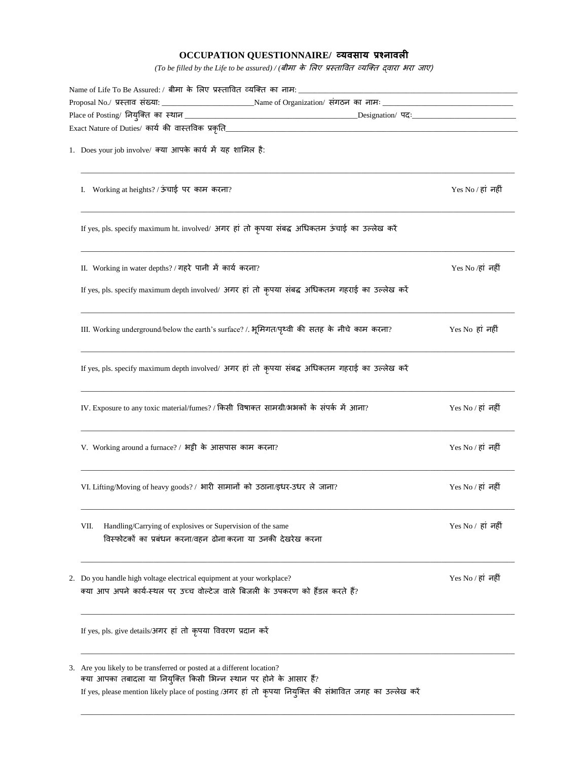# OCCUPATION QUESTIONNAIRE/ व्यवसाय प्रश्नावली

*(To be filled by the Life to be assured) / (बीमा के लिए प्रस्तावित व्यक्ति द्वारा भरा जाए)*

Name of Life To Be Assured: / बीमा के लिए प्रस्तावित व्यक्ति का नाम: ____________________

Proposal No./ प्रस्ताव संख्या: ____________________ Name of Organization/ संगठन का नामः ____________________

Place of Posting/ नियुक्ति का स्थान ____________________ Designation/ पदः ____________________

Exact Nature of Duties/ कार्य की वास्तविक प्रकृति ____________________

1. Does your job involve/ क्या आपके कार्य में यह शामिल है:

   I. Working at heights? / ऊंचाई पर काम करना? — Yes No / हां नहीं

   If yes, pls. specify maximum ht. involved/ अगर हां तो कृपया संबद्ध अधिकतम ऊंचाई का उल्लेख करें

   ____________________

   II. Working in water depths? / गहरे पानी में कार्य करना? — Yes No /हां नहीं

   If yes, pls. specify maximum depth involved/ अगर हां तो कृपया संबद्ध अधिकतम गहराई का उल्लेख करें

   ____________________

   III. Working underground/below the earth's surface? /. भूमिगत/पृथ्वी की सतह के नीचे काम करना? — Yes No हां नहीं

   If yes, pls. specify maximum depth involved/ अगर हां तो कृपया संबद्ध अधिकतम गहराई का उल्लेख करें

   ____________________

   IV. Exposure to any toxic material/fumes? / किसी विषाक्त सामग्री/भभकों के संपर्क में आना? — Yes No / हां नहीं

   V. Working around a furnace? / भट्टी के आसपास काम करना? — Yes No / हां नहीं

   VI. Lifting/Moving of heavy goods? / भारी सामानों को उठाना/इधर-उधर ले जाना? — Yes No / हां नहीं

   VII. Handling/Carrying of explosives or Supervision of the same
   विस्फोटकों का प्रबंधन करना/वहन ढोना करना या उनकी देखरेख करना — Yes No / हां नहीं

2. Do you handle high voltage electrical equipment at your workplace?
   क्या आप अपने कार्य-स्थल पर उच्च वोल्टेज वाले बिजली के उपकरण को हैंडल करते हैं? — Yes No / हां नहीं

   If yes, pls. give details/अगर हां तो कृपया विवरण प्रदान करें

   ____________________

3. Are you likely to be transferred or posted at a different location?
   क्या आपका तबादला या नियुक्ति किसी भिन्न स्थान पर होने के आसार हैं?
   If yes, please mention likely place of posting /अगर हां तो कृपया नियुक्ति की संभावित जगह का उल्लेख करें

   ____________________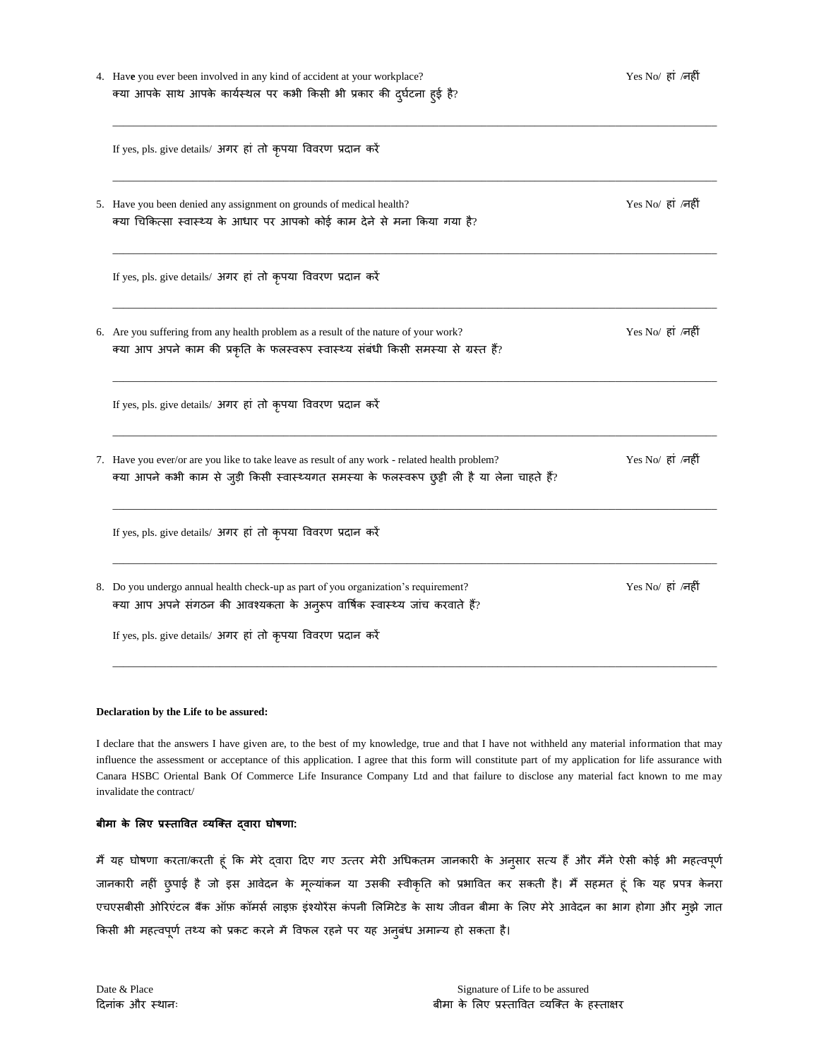4. Have you ever been involved in any kind of accident at your workplace? Yes No/ हां /नहीं
   क्या आपके साथ आपके कार्यस्थल पर कभी किसी भी प्रकार की दुर्घटना हुई है?

   ______________________________________________________________________________

   If yes, pls. give details/ अगर हां तो कृपया विवरण प्रदान करें

   ______________________________________________________________________________

5. Have you been denied any assignment on grounds of medical health? Yes No/ हां /नहीं
   क्या चिकित्सा स्वास्थ्य के आधार पर आपको कोई काम देने से मना किया गया है?

   ______________________________________________________________________________

   If yes, pls. give details/ अगर हां तो कृपया विवरण प्रदान करें

   ______________________________________________________________________________

6. Are you suffering from any health problem as a result of the nature of your work? Yes No/ हां /नहीं
   क्या आप अपने काम की प्रकृति के फलस्वरूप स्वास्थ्य संबंधी किसी समस्या से ग्रस्त हैं?

   ______________________________________________________________________________

   If yes, pls. give details/ अगर हां तो कृपया विवरण प्रदान करें

   ______________________________________________________________________________

7. Have you ever/or are you like to take leave as result of any work - related health problem? Yes No/ हां /नहीं
   क्या आपने कभी काम से जुड़ी किसी स्वास्थ्यगत समस्या के फलस्वरूप छुट्टी ली है या लेना चाहते हैं?

   ______________________________________________________________________________

   If yes, pls. give details/ अगर हां तो कृपया विवरण प्रदान करें

   ______________________________________________________________________________

8. Do you undergo annual health check-up as part of you organization's requirement? Yes No/ हां /नहीं
   क्या आप अपने संगठन की आवश्यकता के अनुरूप वार्षिक स्वास्थ्य जांच करवाते हैं?

   If yes, pls. give details/ अगर हां तो कृपया विवरण प्रदान करें

   ______________________________________________________________________________

**Declaration by the Life to be assured:**

I declare that the answers I have given are, to the best of my knowledge, true and that I have not withheld any material information that may influence the assessment or acceptance of this application. I agree that this form will constitute part of my application for life assurance with Canara HSBC Oriental Bank Of Commerce Life Insurance Company Ltd and that failure to disclose any material fact known to me may invalidate the contract/

**बीमा के लिए प्रस्तावित व्यक्ति द्वारा घोषणा:**

मैं यह घोषणा करता/करती हूं कि मेरे द्वारा दिए गए उत्तर मेरी अधिकतम जानकारी के अनुसार सत्य हैं और मैंने ऐसी कोई भी महत्वपूर्ण जानकारी नहीं छुपाई है जो इस आवेदन के मूल्यांकन या उसकी स्वीकृति को प्रभावित कर सकती है। मैं सहमत हूं कि यह प्रपत्र केनरा एचएसबीसी ओरिएंटल बैंक ऑफ़ कॉमर्स लाइफ़ इंश्योरेंस कंपनी लिमिटेड के साथ जीवन बीमा के लिए मेरे आवेदन का भाग होगा और मुझे ज्ञात किसी भी महत्वपूर्ण तथ्य को प्रकट करने में विफल रहने पर यह अनुबंध अमान्य हो सकता है।

Date & Place
दिनांक और स्थानः

Signature of Life to be assured
बीमा के लिए प्रस्तावित व्यक्ति के हस्ताक्षर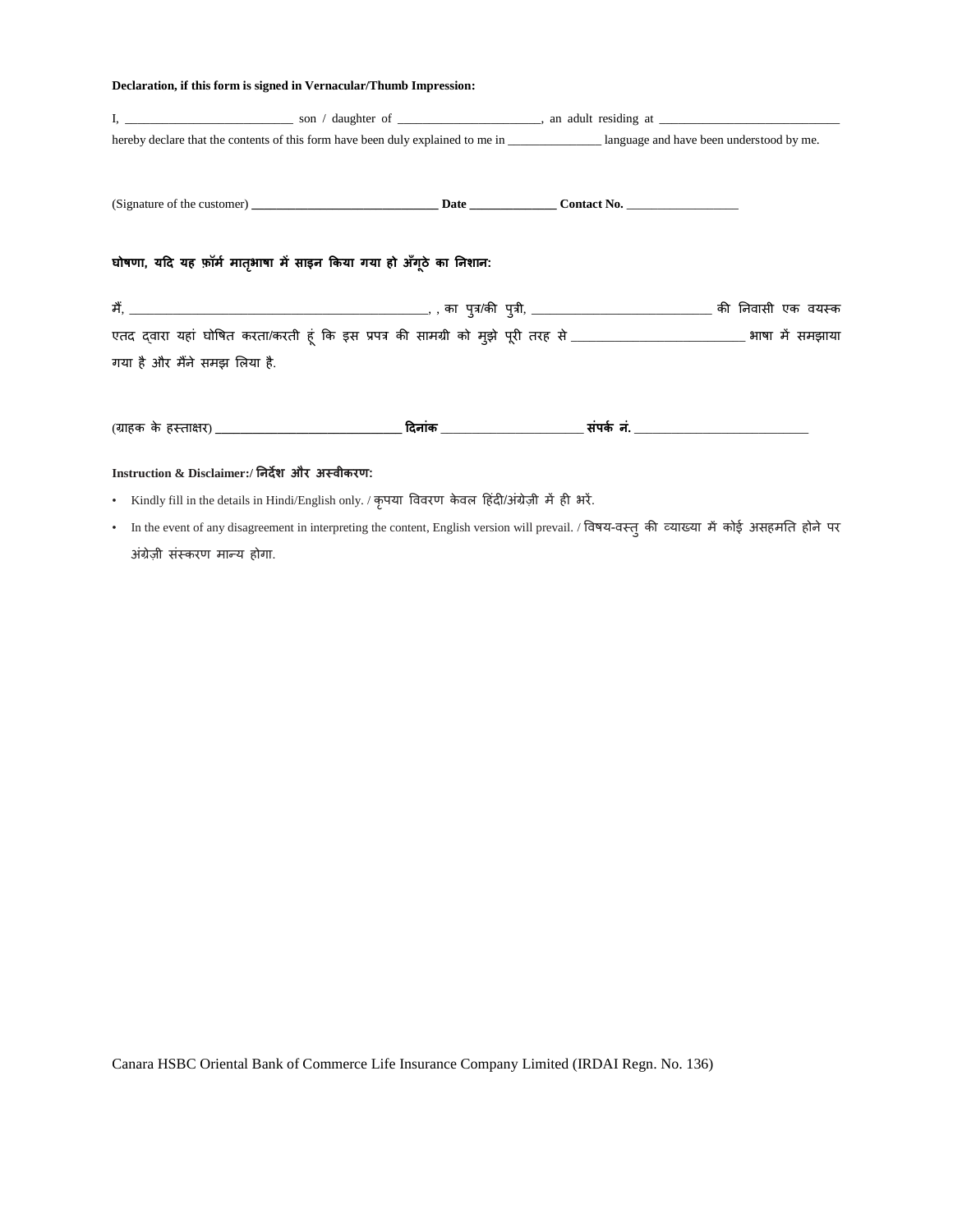**Declaration, if this form is signed in Vernacular/Thumb Impression:**

I, ___________________________ son / daughter of _______________________, an adult residing at _____________________________ hereby declare that the contents of this form have been duly explained to me in _______________ language and have been understood by me.

(Signature of the customer) **_______________________________ Date ______________ Contact No.** __________________

**घोषणा, यदि यह फ़ॉर्म मातृभाषा में साइन किया गया हो अँगूठे का निशान:**

मैं, _______________________________________________, , का पुत्र/की पुत्री, ____________________________ की निवासी एक वयस्क एतद द्वारा यहां घोषित करता/करती हूं कि इस प्रपत्र की सामग्री को मुझे पूरी तरह से ___________________________ भाषा में समझाया गया है और मैंने समझ लिया है.

(ग्राहक के हस्ताक्षर) **______________________________ दिनांक** _______________________ **संपर्क नं.** ____________________________

**Instruction & Disclaimer:/ निर्देश और अस्वीकरण:**

- Kindly fill in the details in Hindi/English only. / कृपया विवरण केवल हिंदी/अंग्रेज़ी में ही भरें.
- In the event of any disagreement in interpreting the content, English version will prevail. / विषय-वस्तु की व्याख्या में कोई असहमति होने पर अंग्रेज़ी संस्करण मान्य होगा.

Canara HSBC Oriental Bank of Commerce Life Insurance Company Limited (IRDAI Regn. No. 136)